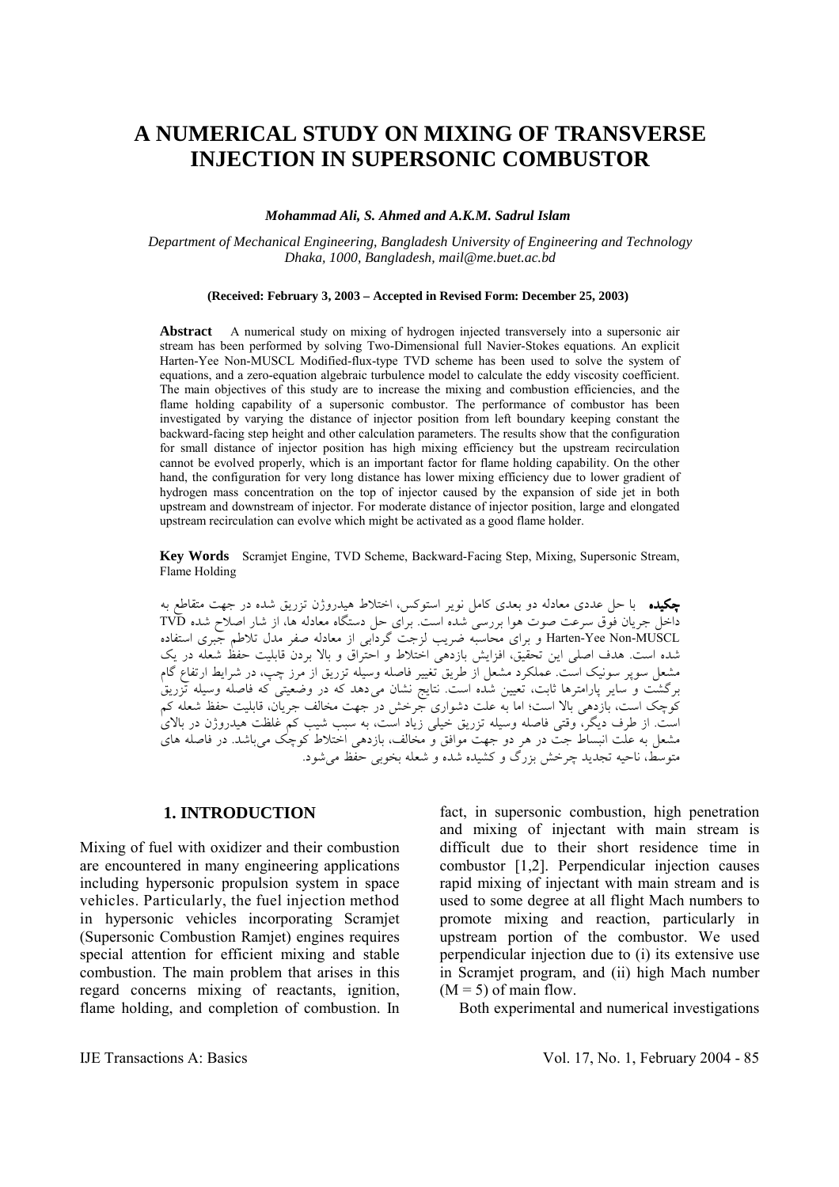# A NUMERICAL STUDY ON MIXING OF TRANSVERSE INJECTION IN SUPERSONIC COMBUSTOR

***Mohammad Ali, S. Ahmed and A.K.M. Sadrul Islam***

*Department of Mechanical Engineering, Bangladesh University of Engineering and Technology Dhaka, 1000, Bangladesh, mail@me.buet.ac.bd*

**(Received: February 3, 2003 – Accepted in Revised Form: December 25, 2003)**

**Abstract** A numerical study on mixing of hydrogen injected transversely into a supersonic air stream has been performed by solving Two-Dimensional full Navier-Stokes equations. An explicit Harten-Yee Non-MUSCL Modified-flux-type TVD scheme has been used to solve the system of equations, and a zero-equation algebraic turbulence model to calculate the eddy viscosity coefficient. The main objectives of this study are to increase the mixing and combustion efficiencies, and the flame holding capability of a supersonic combustor. The performance of combustor has been investigated by varying the distance of injector position from left boundary keeping constant the backward-facing step height and other calculation parameters. The results show that the configuration for small distance of injector position has high mixing efficiency but the upstream recirculation cannot be evolved properly, which is an important factor for flame holding capability. On the other hand, the configuration for very long distance has lower mixing efficiency due to lower gradient of hydrogen mass concentration on the top of injector caused by the expansion of side jet in both upstream and downstream of injector. For moderate distance of injector position, large and elongated upstream recirculation can evolve which might be activated as a good flame holder.

**Key Words** Scramjet Engine, TVD Scheme, Backward-Facing Step, Mixing, Supersonic Stream, Flame Holding

**چکیده** با حل عددی معادله دو بعدی کامل نویر استوکس، اختلاط هیدروژن تزریق شده در جهت متقاطع به داخل جریان فوق سرعت صوت هوا بررسی شده است. برای حل دستگاه معادله ها، از شار اصلاح شده TVD Harten-Yee Non-MUSCL و برای محاسبه ضریب لزجت گردابی از معادله صفر مدل تلاطم جبری استفاده شده است. هدف اصلی این تحقیق، افزایش بازدهی اختلاط و احتراق و بالا بردن قابلیت حفظ شعله در یک مشعل سوپر سونیک است. عملکرد مشعل از طریق تغییر فاصله وسیله تزریق از مرز چپ، در شرایط ارتفاع گام برگشت و سایر پارامترها ثابت، تعیین شده است. نتایج نشان می‌دهد که در وضعیتی که فاصله وسیله تزریق کوچک است، بازدهی بالا است؛ اما به علت دشواری جرخش در جهت مخالف جریان، قابلیت حفظ شعله کم است. از طرف دیگر، وقتی فاصله وسیله تزریق خیلی زیاد است، به سبب شیب کم غلظت هیدروژن در بالای مشعل به علت انبساط جت در هر دو جهت موافق و مخالف، بازدهی اختلاط کوچک می‌باشد. در فاصله های متوسط، ناحیه تجدید چرخش بزرگ و کشیده شده و شعله بخوبی حفظ می‌شود.

## 1. INTRODUCTION

Mixing of fuel with oxidizer and their combustion are encountered in many engineering applications including hypersonic propulsion system in space vehicles. Particularly, the fuel injection method in hypersonic vehicles incorporating Scramjet (Supersonic Combustion Ramjet) engines requires special attention for efficient mixing and stable combustion. The main problem that arises in this regard concerns mixing of reactants, ignition, flame holding, and completion of combustion. In fact, in supersonic combustion, high penetration and mixing of injectant with main stream is difficult due to their short residence time in combustor [1,2]. Perpendicular injection causes rapid mixing of injectant with main stream and is used to some degree at all flight Mach numbers to promote mixing and reaction, particularly in upstream portion of the combustor. We used perpendicular injection due to (i) its extensive use in Scramjet program, and (ii) high Mach number ($M = 5$) of main flow.

Both experimental and numerical investigations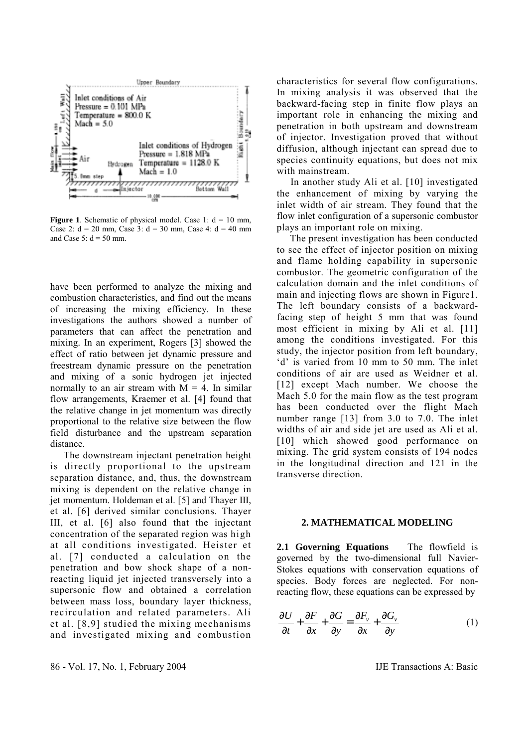**Figure 1**. Schematic of physical model. Case 1: d = 10 mm, Case 2: d = 20 mm, Case 3: d = 30 mm, Case 4: d = 40 mm and Case 5: d = 50 mm.

have been performed to analyze the mixing and combustion characteristics, and find out the means of increasing the mixing efficiency. In these investigations the authors showed a number of parameters that can affect the penetration and mixing. In an experiment, Rogers [3] showed the effect of ratio between jet dynamic pressure and freestream dynamic pressure on the penetration and mixing of a sonic hydrogen jet injected normally to an air stream with M = 4. In similar flow arrangements, Kraemer et al. [4] found that the relative change in jet momentum was directly proportional to the relative size between the flow field disturbance and the upstream separation distance.

The downstream injectant penetration height is directly proportional to the upstream separation distance, and, thus, the downstream mixing is dependent on the relative change in jet momentum. Holdeman et al. [5] and Thayer III, et al. [6] derived similar conclusions. Thayer III, et al. [6] also found that the injectant concentration of the separated region was high at all conditions investigated. Heister et al. [7] conducted a calculation on the penetration and bow shock shape of a non-reacting liquid jet injected transversely into a supersonic flow and obtained a correlation between mass loss, boundary layer thickness, recirculation and related parameters. Ali et al. [8,9] studied the mixing mechanisms and investigated mixing and combustion characteristics for several flow configurations. In mixing analysis it was observed that the backward-facing step in finite flow plays an important role in enhancing the mixing and penetration in both upstream and downstream of injector. Investigation proved that without diffusion, although injectant can spread due to species continuity equations, but does not mix with mainstream.

In another study Ali et al. [10] investigated the enhancement of mixing by varying the inlet width of air stream. They found that the flow inlet configuration of a supersonic combustor plays an important role on mixing.

The present investigation has been conducted to see the effect of injector position on mixing and flame holding capability in supersonic combustor. The geometric configuration of the calculation domain and the inlet conditions of main and injecting flows are shown in Figure1. The left boundary consists of a backward-facing step of height 5 mm that was found most efficient in mixing by Ali et al. [11] among the conditions investigated. For this study, the injector position from left boundary, 'd' is varied from 10 mm to 50 mm. The inlet conditions of air are used as Weidner et al. [12] except Mach number. We choose the Mach 5.0 for the main flow as the test program has been conducted over the flight Mach number range [13] from 3.0 to 7.0. The inlet widths of air and side jet are used as Ali et al. [10] which showed good performance on mixing. The grid system consists of 194 nodes in the longitudinal direction and 121 in the transverse direction.

## 2. MATHEMATICAL MODELING

**2.1 Governing Equations** The flowfield is governed by the two-dimensional full Navier-Stokes equations with conservation equations of species. Body forces are neglected. For non-reacting flow, these equations can be expressed by

$$\frac{\partial U}{\partial t} + \frac{\partial F}{\partial x} + \frac{\partial G}{\partial y} = \frac{\partial F_v}{\partial x} + \frac{\partial G_v}{\partial y} \tag{1}$$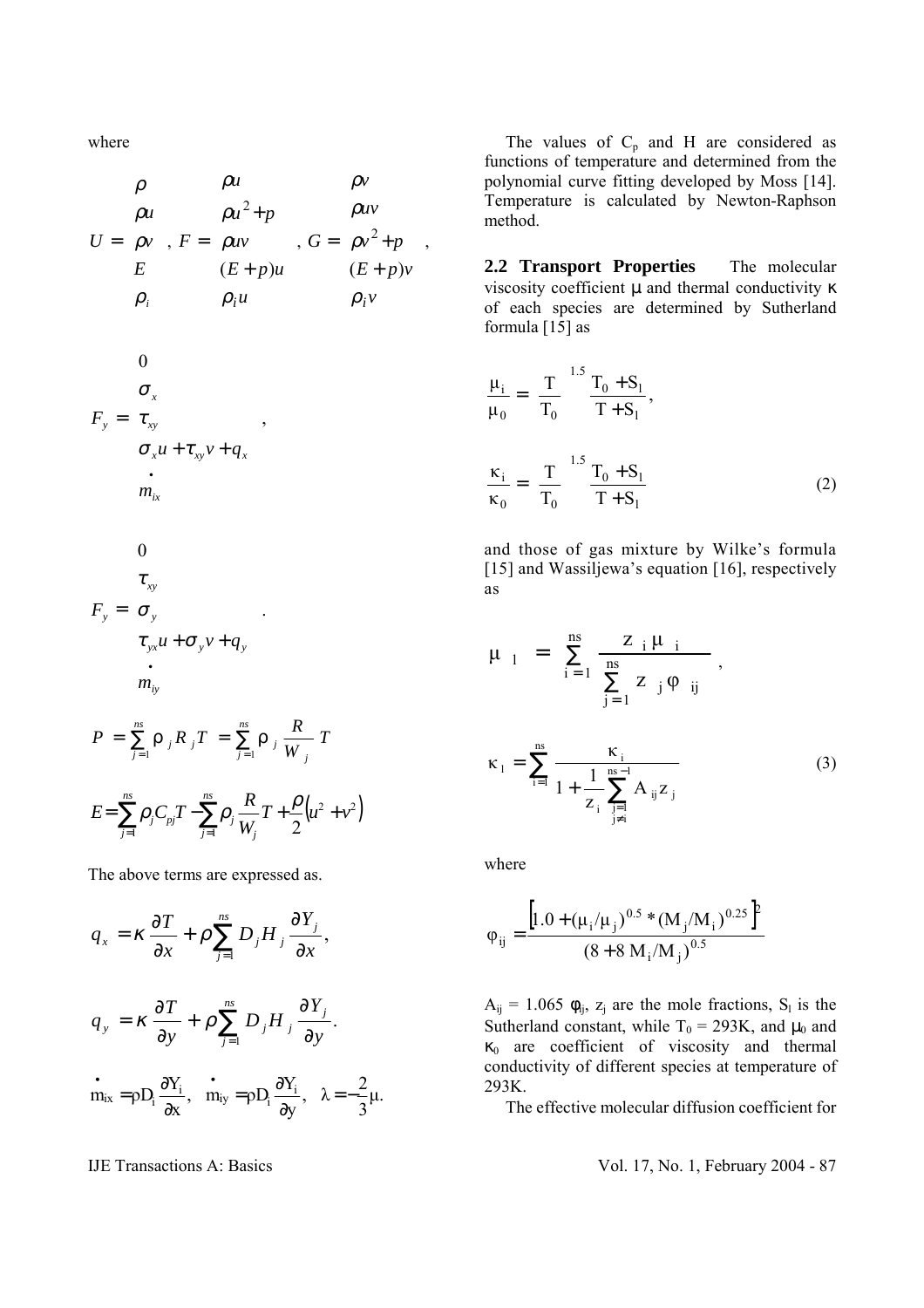where

$$U = \begin{bmatrix} \rho \\ \rho u \\ \rho v \\ E \\ \rho_i \end{bmatrix}, \quad F = \begin{bmatrix} \rho u \\ \rho u^2 + p \\ \rho uv \\ (E+p)u \\ \rho_i u \end{bmatrix}, \quad G = \begin{bmatrix} \rho v \\ \rho uv \\ \rho v^2 + p \\ (E+p)v \\ \rho_i v \end{bmatrix},$$

$$F_y = \begin{bmatrix} 0 \\ \sigma_x \\ \tau_{xy} \\ \sigma_x u + \tau_{xy} v + q_x \\ \dot{m}_{ix} \end{bmatrix},$$

$$F_y = \begin{bmatrix} 0 \\ \tau_{xy} \\ \sigma_y \\ \tau_{yx} u + \sigma_y v + q_y \\ \dot{m}_{iy} \end{bmatrix}.$$

$$P = \sum_{j=1}^{ns} \rho_j R_j T = \sum_{j=1}^{ns} \rho_j \frac{R}{W_j} T$$

$$E = \sum_{j=1}^{ns} \rho_j C_{pj} T - \sum_{j=1}^{ns} \rho_j \frac{R}{W_j} T + \frac{\rho}{2}\left(u^2 + v^2\right)$$

The above terms are expressed as.

$$q_x = \kappa \frac{\partial T}{\partial x} + \rho \sum_{j=1}^{ns} D_j H_j \frac{\partial Y_j}{\partial x},$$

$$q_y = \kappa \frac{\partial T}{\partial y} + \rho \sum_{j=1}^{ns} D_j H_j \frac{\partial Y_j}{\partial y}.$$

$$\dot{m}_{ix} = \rho D_i \frac{\partial Y_i}{\partial x}, \quad \dot{m}_{iy} = \rho D_i \frac{\partial Y_i}{\partial y}, \quad \lambda = -\frac{2}{3}\mu.$$

The values of $C_p$ and H are considered as functions of temperature and determined from the polynomial curve fitting developed by Moss [14]. Temperature is calculated by Newton-Raphson method.

**2.2 Transport Properties** The molecular viscosity coefficient $\mu$ and thermal conductivity $\kappa$ of each species are determined by Sutherland formula [15] as

$$\frac{\mu_i}{\mu_0} = \left(\frac{T}{T_0}\right)^{1.5} \frac{T_0 + S_l}{T + S_l},$$

$$\frac{\kappa_i}{\kappa_0} = \left(\frac{T}{T_0}\right)^{1.5} \frac{T_0 + S_l}{T + S_l} \tag{2}$$

and those of gas mixture by Wilke's formula [15] and Wassiljewa's equation [16], respectively as

$$\mu_l = \sum_{i=1}^{ns} \frac{z_i \mu_i}{\sum_{j=1}^{ns} z_j \varphi_{ij}},$$

$$\kappa_l = \sum_{i=1}^{ns} \frac{\kappa_i}{1 + \frac{1}{z_i} \sum_{\substack{j=1 \\ j \neq i}}^{ns-1} A_{ij} z_j} \tag{3}$$

where

$$\varphi_{ij} = \frac{\left[1.0 + (\mu_i/\mu_j)^{0.5} * (M_j/M_i)^{0.25}\right]^2}{(8 + 8\, M_i/M_j)^{0.5}}$$

$A_{ij} = 1.065\ \varphi_{ij}$, $z_j$ are the mole fractions, $S_l$ is the Sutherland constant, while $T_0 = 293\text{K}$, and $\mu_0$ and $\kappa_0$ are coefficient of viscosity and thermal conductivity of different species at temperature of 293K.

The effective molecular diffusion coefficient for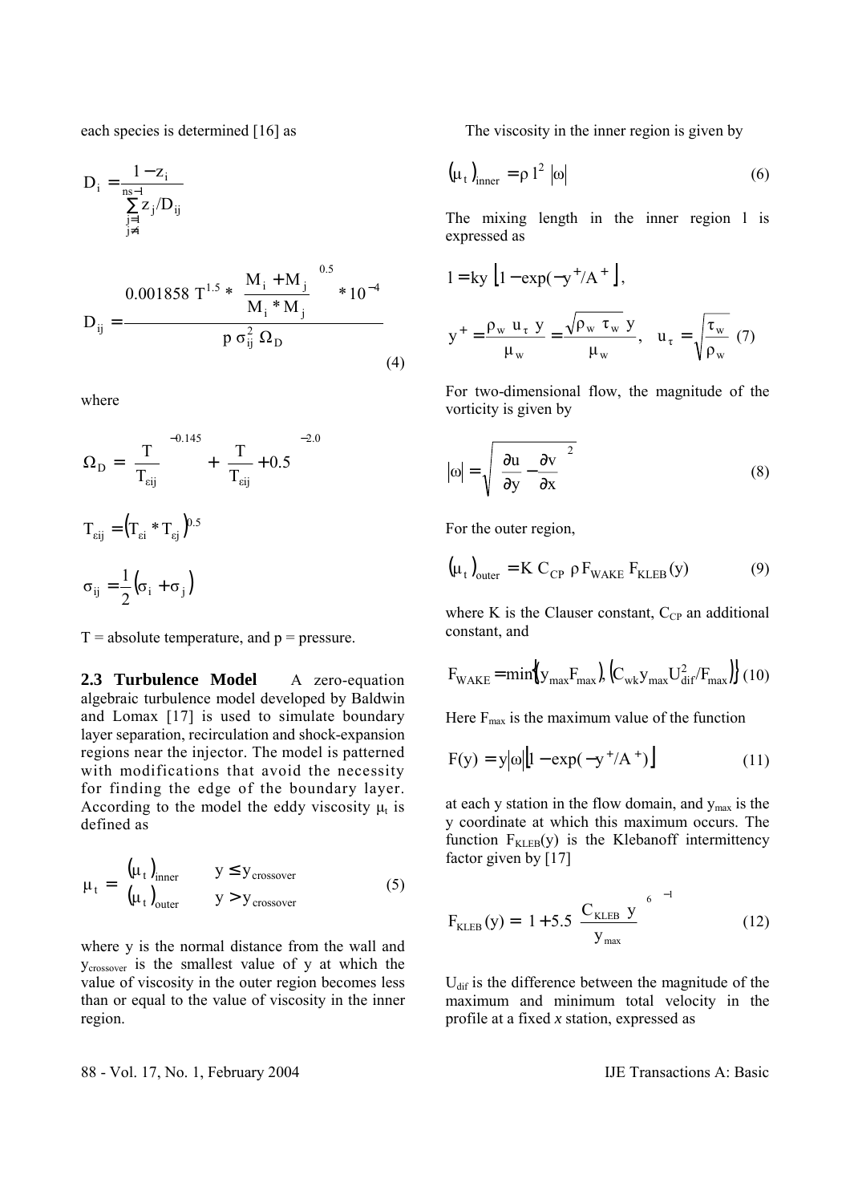each species is determined [16] as

$$D_i = \frac{1 - z_i}{\sum_{\substack{j=1 \\ j \neq i}}^{ns-1} z_j / D_{ij}}$$

$$D_{ij} = \frac{0.001858\ T^{1.5} * \left(\frac{M_i + M_j}{M_i * M_j}\right)^{0.5} * 10^{-4}}{p\ \sigma_{ij}^2\ \Omega_D} \tag{4}$$

where

$$\Omega_D = \left(\frac{T}{T_{\varepsilon ij}}\right)^{-0.145} + \left(\frac{T}{T_{\varepsilon ij}} + 0.5\right)^{-2.0}$$

$$T_{\varepsilon ij} = \left(T_{\varepsilon i} * T_{\varepsilon j}\right)^{0.5}$$

$$\sigma_{ij} = \frac{1}{2}\left(\sigma_i + \sigma_j\right)$$

T = absolute temperature, and p = pressure.

**2.3 Turbulence Model** A zero-equation algebraic turbulence model developed by Baldwin and Lomax [17] is used to simulate boundary layer separation, recirculation and shock-expansion regions near the injector. The model is patterned with modifications that avoid the necessity for finding the edge of the boundary layer. According to the model the eddy viscosity $\mu_t$ is defined as

$$\mu_t = \begin{cases} (\mu_t)_{inner} & y \leq y_{crossover} \\ (\mu_t)_{outer} & y > y_{crossover} \end{cases} \tag{5}$$

where y is the normal distance from the wall and $y_{crossover}$ is the smallest value of y at which the value of viscosity in the outer region becomes less than or equal to the value of viscosity in the inner region.

The viscosity in the inner region is given by

$$(\mu_t)_{inner} = \rho\, l^2\ |\omega| \tag{6}$$

The mixing length in the inner region l is expressed as

$$l = ky\left[1 - \exp(-y^+/A^+)\right],$$

$$y^+ = \frac{\rho_w\ u_\tau\ y}{\mu_w} = \frac{\sqrt{\rho_w\ \tau_w}\ y}{\mu_w}, \quad u_\tau = \sqrt{\frac{\tau_w}{\rho_w}} \tag{7}$$

For two-dimensional flow, the magnitude of the vorticity is given by

$$|\omega| = \sqrt{\left(\frac{\partial u}{\partial y} - \frac{\partial v}{\partial x}\right)^2} \tag{8}$$

For the outer region,

$$(\mu_t)_{outer} = K\ C_{CP}\ \rho\, F_{WAKE}\ F_{KLEB}(y) \tag{9}$$

where K is the Clauser constant, $C_{CP}$ an additional constant, and

$$F_{WAKE} = \min\left\{\left(y_{max} F_{max}\right), \left(C_{wk} y_{max} U_{dif}^2 / F_{max}\right)\right\} \tag{10}$$

Here $F_{max}$ is the maximum value of the function

$$F(y) = y|\omega|\left[1 - \exp(-y^+/A^+)\right] \tag{11}$$

at each y station in the flow domain, and $y_{max}$ is the y coordinate at which this maximum occurs. The function $F_{KLEB}(y)$ is the Klebanoff intermittency factor given by [17]

$$F_{KLEB}(y) = \left[1 + 5.5\left(\frac{C_{KLEB}\ y}{y_{max}}\right)^6\right]^{-1} \tag{12}$$

$U_{dif}$ is the difference between the magnitude of the maximum and minimum total velocity in the profile at a fixed *x* station, expressed as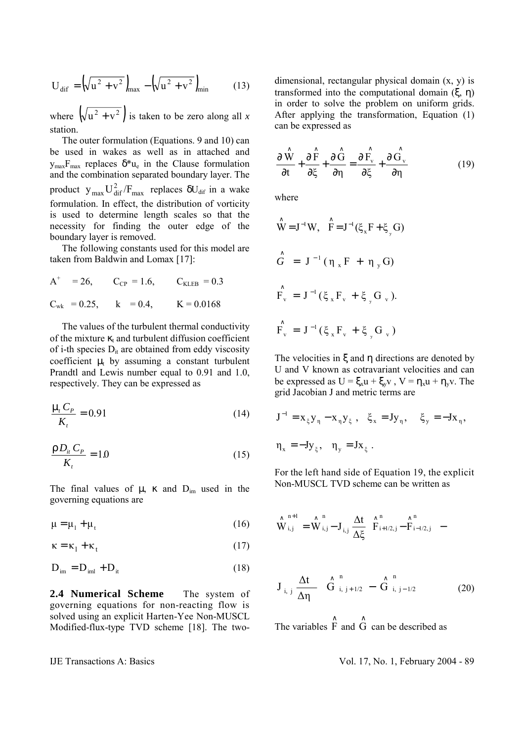$$U_{dif} = \left(\sqrt{u^2 + v^2}\right)_{max} - \left(\sqrt{u^2 + v^2}\right)_{min} \tag{13}$$

where $\left(\sqrt{u^2 + v^2}\right)$ is taken to be zero along all *x* station.

The outer formulation (Equations. 9 and 10) can be used in wakes as well as in attached and $y_{max}F_{max}$ replaces $\delta^* u_e$ in the Clause formulation and the combination separated boundary layer. The product $y_{max} U_{dif}^2 / F_{max}$ replaces $\delta U_{dif}$ in a wake formulation. In effect, the distribution of vorticity is used to determine length scales so that the necessity for finding the outer edge of the boundary layer is removed.

The following constants used for this model are taken from Baldwin and Lomax [17]:

$A^+ = 26, \quad C_{CP} = 1.6, \quad C_{KLEB} = 0.3$

$C_{wk} = 0.25, \quad k = 0.4, \quad K = 0.0168$

The values of the turbulent thermal conductivity of the mixture $\kappa_t$ and turbulent diffusion coefficient of i-th species $D_{it}$ are obtained from eddy viscosity coefficient $\mu_t$ by assuming a constant turbulent Prandtl and Lewis number equal to 0.91 and 1.0, respectively. They can be expressed as

$$\frac{\mu_t C_P}{K_t} = 0.91 \tag{14}$$

$$\frac{\rho D_{it} C_P}{K_t} = 1.0 \tag{15}$$

The final values of $\mu$, $\kappa$ and $D_{im}$ used in the governing equations are

$$\mu = \mu_1 + \mu_t \tag{16}$$

$$\kappa = \kappa_1 + \kappa_t \tag{17}$$

$$D_{im} = D_{iml} + D_{it} \tag{18}$$

**2.4 Numerical Scheme** The system of governing equations for non-reacting flow is solved using an explicit Harten-Yee Non-MUSCL Modified-flux-type TVD scheme [18]. The two-dimensional, rectangular physical domain (x, y) is transformed into the computational domain ($\xi$, $\eta$) in order to solve the problem on uniform grids. After applying the transformation, Equation (1) can be expressed as

$$\frac{\partial \hat{W}}{\partial t} + \frac{\partial \hat{F}}{\partial \xi} + \frac{\partial \hat{G}}{\partial \eta} = \frac{\partial \hat{F}_v}{\partial \xi} + \frac{\partial \hat{G}_v}{\partial \eta} \tag{19}$$

where

$$\hat{W} = J^{-1} W, \quad \hat{F} = J^{-1}(\xi_x F + \xi_y G)$$

$$\hat{G} = J^{-1}(\eta_x F + \eta_y G)$$

$$\hat{F}_v = J^{-1}(\xi_x F_v + \xi_y G_v).$$

$$\hat{F}_v = J^{-1}(\xi_x F_v + \xi_y G_v)$$

The velocities in $\xi$ and $\eta$ directions are denoted by U and V known as cotravariant velocities and can be expressed as $U = \xi_x u + \xi_y v$ , $V = \eta_x u + \eta_y v$. The grid Jacobian J and metric terms are

$$J^{-1} = x_\xi y_\eta - x_\eta y_\xi , \quad \xi_x = J y_\eta, \quad \xi_y = -J x_\eta,$$

$$\eta_x = -J y_\xi, \quad \eta_y = J x_\xi .$$

For the left hand side of Equation 19, the explicit Non-MUSCL TVD scheme can be written as

$$\hat{W}_{i,j}^{n+1} = \hat{W}_{i,j}^{n} - J_{i,j} \frac{\Delta t}{\Delta \xi} \left( \hat{F}_{i+1/2,j}^{n} - \hat{F}_{i-1/2,j}^{n} \right) - J_{i,j} \frac{\Delta t}{\Delta \eta} \left( \hat{G}_{i,j+1/2}^{n} - \hat{G}_{i,j-1/2}^{n} \right) \tag{20}$$

The variables $\hat{F}$ and $\hat{G}$ can be described as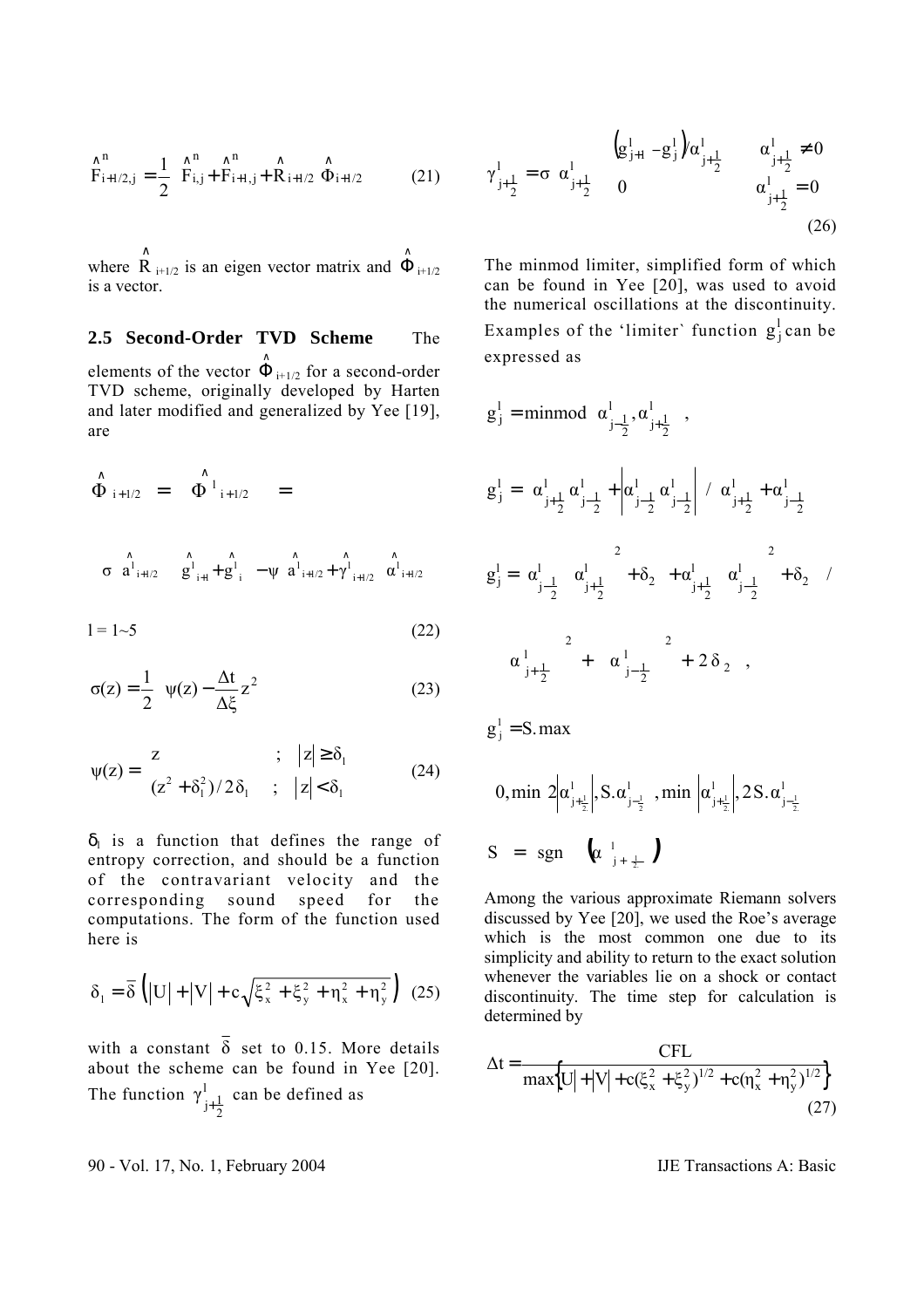$$\hat{F}^n_{i+1/2,j} = \frac{1}{2}\left(\hat{F}^n_{i,j} + \hat{F}^n_{i+1,j} + \hat{R}_{i+1/2}\,\hat{\Phi}_{i+1/2}\right) \tag{21}$$

where $\hat{R}_{i+1/2}$ is an eigen vector matrix and $\hat{\Phi}_{i+1/2}$ is a vector.

## 2.5 Second-Order TVD Scheme

The elements of the vector $\hat{\Phi}_{i+1/2}$ for a second-order TVD scheme, originally developed by Harten and later modified and generalized by Yee [19], are

$$\hat{\Phi}_{i+1/2} = \left(\hat{\Phi}^l_{i+1/2}\right) =$$

$$\sigma\left(\hat{a}^l_{i+1/2}\right)\left(\hat{g}^l_{i+1} + \hat{g}^l_i\right) - \psi\left(\hat{a}^l_{i+1/2} + \hat{\gamma}^l_{i+1/2}\right)\hat{\alpha}^l_{i+1/2}$$

$$l = 1 \sim 5 \tag{22}$$

$$\sigma(z) = \frac{1}{2}\left(\psi(z) - \frac{\Delta t}{\Delta \xi} z^2\right) \tag{23}$$

$$\psi(z) = \begin{cases} z & ; \quad |z| \ge \delta_1 \\ (z^2 + \delta_1^2)/2\delta_1 & ; \quad |z| < \delta_1 \end{cases} \tag{24}$$

$\delta_l$ is a function that defines the range of entropy correction, and should be a function of the contravariant velocity and the corresponding sound speed for the computations. The form of the function used here is

$$\delta_1 = \bar{\delta}\left(|U| + |V| + c\sqrt{\xi_x^2 + \xi_y^2 + \eta_x^2 + \eta_y^2}\right) \tag{25}$$

with a constant $\bar{\delta}$ set to 0.15. More details about the scheme can be found in Yee [20]. The function $\gamma^l_{j+\frac{1}{2}}$ can be defined as

$$\gamma^l_{j+\frac{1}{2}} = \sigma\left(\alpha^l_{j+\frac{1}{2}}\right)\begin{cases} \left(g^l_{j+1} - g^l_j\right)/\alpha^l_{j+\frac{1}{2}} & \alpha^l_{j+\frac{1}{2}} \ne 0 \\ 0 & \alpha^l_{j+\frac{1}{2}} = 0 \end{cases} \tag{26}$$

The minmod limiter, simplified form of which can be found in Yee [20], was used to avoid the numerical oscillations at the discontinuity. Examples of the 'limiter' function $g^l_j$ can be expressed as

$$g^l_j = \text{minmod}\left(\alpha^l_{j-\frac{1}{2}}, \alpha^l_{j+\frac{1}{2}}\right),$$

$$g^l_j = \left(\alpha^l_{j+\frac{1}{2}}\alpha^l_{j-\frac{1}{2}} + \left|\alpha^l_{j-\frac{1}{2}}\alpha^l_{j-\frac{1}{2}}\right|\right) / \left(\alpha^l_{j+\frac{1}{2}} + \alpha^l_{j-\frac{1}{2}}\right)$$

$$g^l_j = \left\{\alpha^l_{j-\frac{1}{2}}\left[\left(\alpha^l_{j+\frac{1}{2}}\right)^2 + \delta_2\right] + \alpha^l_{j+\frac{1}{2}}\left[\left(\alpha^l_{j-\frac{1}{2}}\right)^2 + \delta_2\right]\right\} /$$

$$\left[\left(\alpha^l_{j+\frac{1}{2}}\right)^2 + \left(\alpha^l_{j-\frac{1}{2}}\right)^2 + 2\delta_2\right],$$

$$g^l_j = S.\max$$

$$\left[0, \min\left(2\left|\alpha^l_{j+\frac{1}{2}}\right|, S.\alpha^l_{j-\frac{1}{2}}\right), \min\left(\left|\alpha^l_{j+\frac{1}{2}}\right|, 2S.\alpha^l_{j-\frac{1}{2}}\right)\right]$$

$$S = \text{sgn}\left(\alpha^l_{j+\frac{1}{2}}\right)$$

Among the various approximate Riemann solvers discussed by Yee [20], we used the Roe's average which is the most common one due to its simplicity and ability to return to the exact solution whenever the variables lie on a shock or contact discontinuity. The time step for calculation is determined by

$$\Delta t = \frac{CFL}{\max\left\{|U| + |V| + c(\xi_x^2 + \xi_y^2)^{1/2} + c(\eta_x^2 + \eta_y^2)^{1/2}\right\}} \tag{27}$$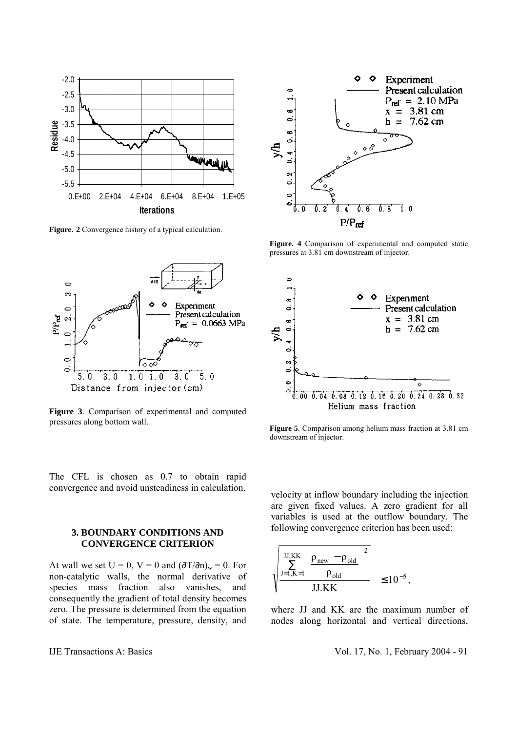**Figure. 2** Convergence history of a typical calculation.

**Figure 3**. Comparison of experimental and computed pressures along bottom wall.

**Figure. 4** Comparison of experimental and computed static pressures at 3.81 cm downstream of injector.

**Figure 5**. Comparison among helium mass fraction at 3.81 cm downstream of injector.

The CFL is chosen as 0.7 to obtain rapid convergence and avoid unsteadiness in calculation.

### 3. BOUNDARY CONDITIONS AND CONVERGENCE CRITERION

At wall we set U = 0, V = 0 and $(\partial T/\partial n)_w = 0$. For non-catalytic walls, the normal derivative of species mass fraction also vanishes, and consequently the gradient of total density becomes zero. The pressure is determined from the equation of state. The temperature, pressure, density, and velocity at inflow boundary including the injection are given fixed values. A zero gradient for all variables is used at the outflow boundary. The following convergence criterion has been used:

$$\sqrt{\frac{\sum_{J=1,K=1}^{JJ,KK}\left(\frac{\rho_{new}-\rho_{old}}{\rho_{old}}\right)^2}{JJ.KK}} \leq 10^{-5},$$

where JJ and KK are the maximum number of nodes along horizontal and vertical directions,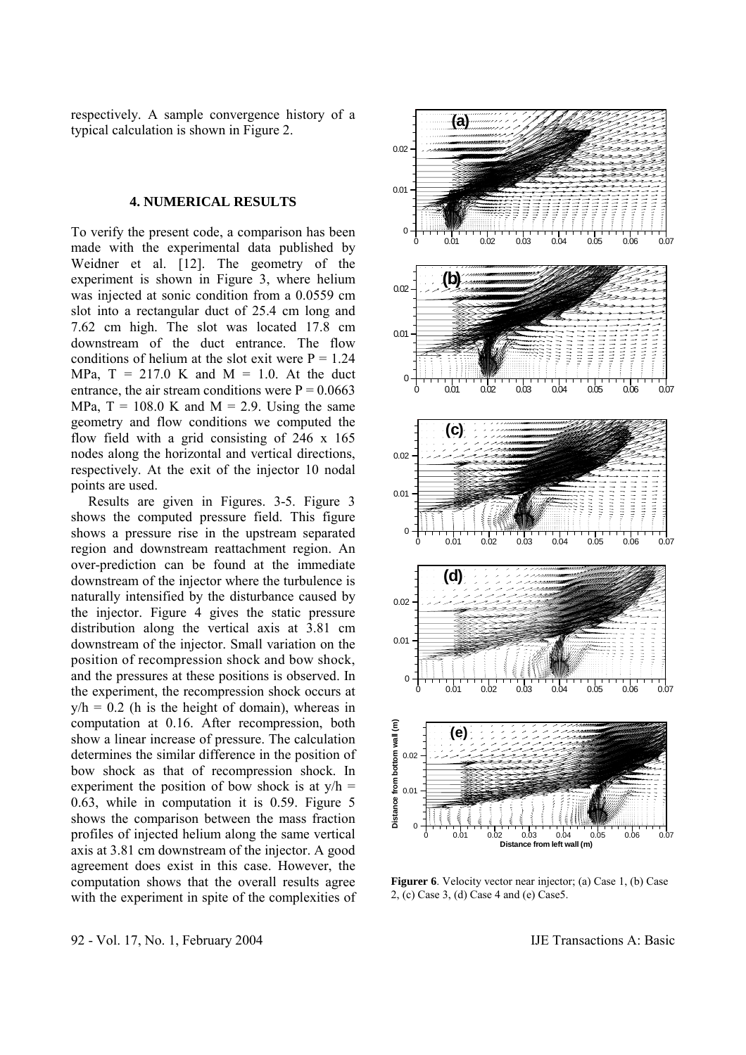respectively. A sample convergence history of a typical calculation is shown in Figure 2.

## 4. NUMERICAL RESULTS

To verify the present code, a comparison has been made with the experimental data published by Weidner et al. [12]. The geometry of the experiment is shown in Figure 3, where helium was injected at sonic condition from a 0.0559 cm slot into a rectangular duct of 25.4 cm long and 7.62 cm high. The slot was located 17.8 cm downstream of the duct entrance. The flow conditions of helium at the slot exit were P = 1.24 MPa, T = 217.0 K and M = 1.0. At the duct entrance, the air stream conditions were P = 0.0663 MPa, T = 108.0 K and M = 2.9. Using the same geometry and flow conditions we computed the flow field with a grid consisting of 246 x 165 nodes along the horizontal and vertical directions, respectively. At the exit of the injector 10 nodal points are used.

Results are given in Figures. 3-5. Figure 3 shows the computed pressure field. This figure shows a pressure rise in the upstream separated region and downstream reattachment region. An over-prediction can be found at the immediate downstream of the injector where the turbulence is naturally intensified by the disturbance caused by the injector. Figure 4 gives the static pressure distribution along the vertical axis at 3.81 cm downstream of the injector. Small variation on the position of recompression shock and bow shock, and the pressures at these positions is observed. In the experiment, the recompression shock occurs at y/h = 0.2 (h is the height of domain), whereas in computation at 0.16. After recompression, both show a linear increase of pressure. The calculation determines the similar difference in the position of bow shock as that of recompression shock. In experiment the position of bow shock is at y/h = 0.63, while in computation it is 0.59. Figure 5 shows the comparison between the mass fraction profiles of injected helium along the same vertical axis at 3.81 cm downstream of the injector. A good agreement does exist in this case. However, the computation shows that the overall results agree with the experiment in spite of the complexities of

**Figurer 6**. Velocity vector near injector; (a) Case 1, (b) Case 2, (c) Case 3, (d) Case 4 and (e) Case5.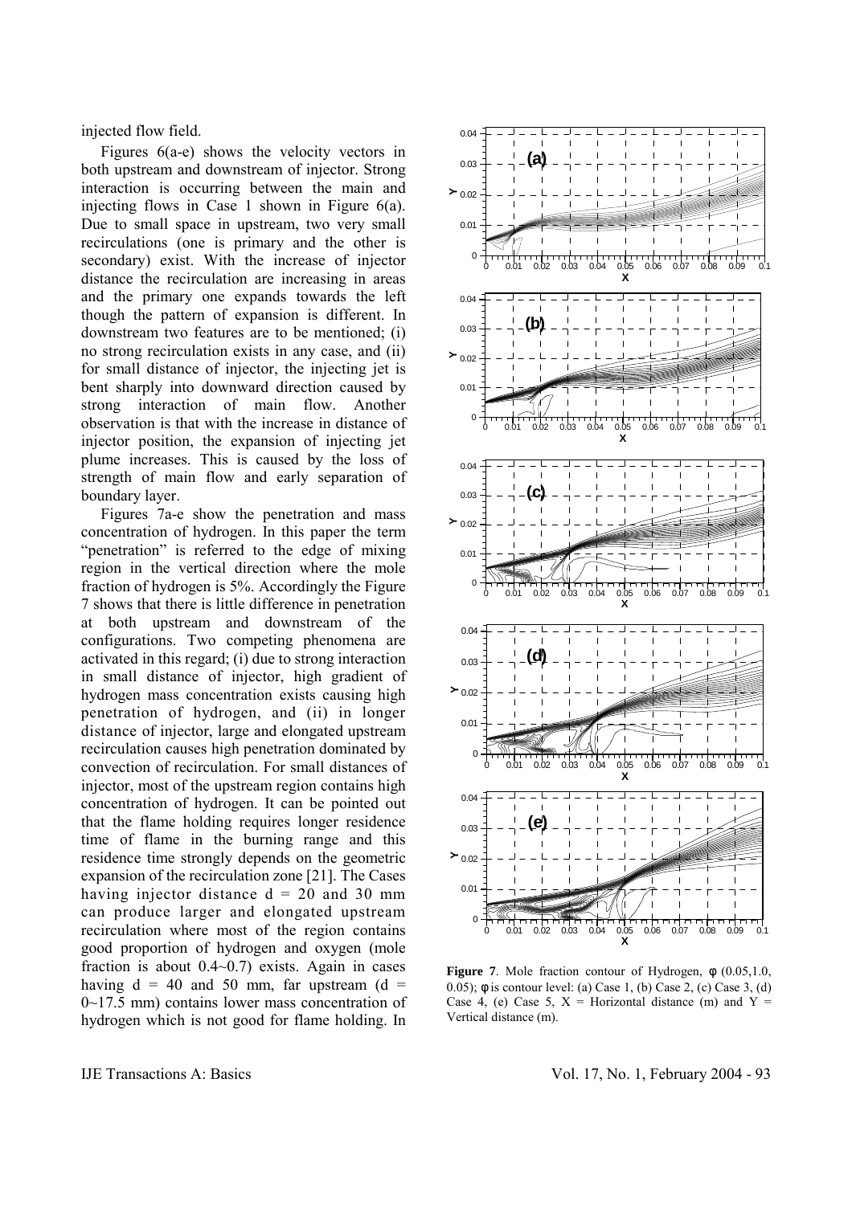injected flow field.

Figures 6(a-e) shows the velocity vectors in both upstream and downstream of injector. Strong interaction is occurring between the main and injecting flows in Case 1 shown in Figure 6(a). Due to small space in upstream, two very small recirculations (one is primary and the other is secondary) exist. With the increase of injector distance the recirculation are increasing in areas and the primary one expands towards the left though the pattern of expansion is different. In downstream two features are to be mentioned; (i) no strong recirculation exists in any case, and (ii) for small distance of injector, the injecting jet is bent sharply into downward direction caused by strong interaction of main flow. Another observation is that with the increase in distance of injector position, the expansion of injecting jet plume increases. This is caused by the loss of strength of main flow and early separation of boundary layer.

Figures 7a-e show the penetration and mass concentration of hydrogen. In this paper the term "penetration" is referred to the edge of mixing region in the vertical direction where the mole fraction of hydrogen is 5%. Accordingly the Figure 7 shows that there is little difference in penetration at both upstream and downstream of the configurations. Two competing phenomena are activated in this regard; (i) due to strong interaction in small distance of injector, high gradient of hydrogen mass concentration exists causing high penetration of hydrogen, and (ii) in longer distance of injector, large and elongated upstream recirculation causes high penetration dominated by convection of recirculation. For small distances of injector, most of the upstream region contains high concentration of hydrogen. It can be pointed out that the flame holding requires longer residence time of flame in the burning range and this residence time strongly depends on the geometric expansion of the recirculation zone [21]. The Cases having injector distance $d = 20$ and $30$ mm can produce larger and elongated upstream recirculation where most of the region contains good proportion of hydrogen and oxygen (mole fraction is about 0.4~0.7) exists. Again in cases having $d = 40$ and $50$ mm, far upstream ($d =$ 0~17.5 mm) contains lower mass concentration of hydrogen which is not good for flame holding. In

**Figure 7**. Mole fraction contour of Hydrogen, $\phi$ (0.05,1.0, 0.05); $\phi$ is contour level: (a) Case 1, (b) Case 2, (c) Case 3, (d) Case 4, (e) Case 5, X = Horizontal distance (m) and Y = Vertical distance (m).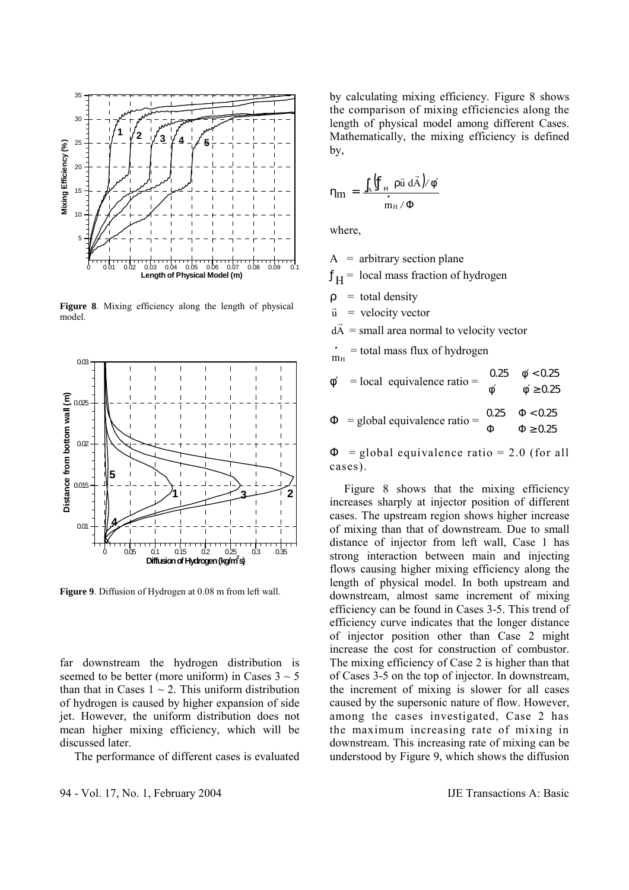**Figure 8**. Mixing efficiency along the length of physical model.

**Figure 9**. Diffusion of Hydrogen at 0.08 m from left wall.

far downstream the hydrogen distribution is seemed to be better (more uniform) in Cases 3 ~ 5 than that in Cases 1 ~ 2. This uniform distribution of hydrogen is caused by higher expansion of side jet. However, the uniform distribution does not mean higher mixing efficiency, which will be discussed later.

The performance of different cases is evaluated by calculating mixing efficiency. Figure 8 shows the comparison of mixing efficiencies along the length of physical model among different Cases. Mathematically, the mixing efficiency is defined by,

$$\eta_m = \frac{\int_A \left( f_H \, \rho \vec{u} \, d\vec{A} \right) / \phi'}{\dot{m}_H / \Phi}$$

where,

$A$ = arbitrary section plane

$f_H$ = local mass fraction of hydrogen

$\rho$ = total density

$\vec{u}$ = velocity vector

$d\vec{A}$ = small area normal to velocity vector

$\dot{m}_H$ = total mass flux of hydrogen

$\phi'$ = local equivalence ratio = $\begin{cases} 0.25 & \phi' < 0.25 \\ \phi' & \phi' \geq 0.25 \end{cases}$

$\Phi$ = global equivalence ratio = $\begin{cases} 0.25 & \Phi < 0.25 \\ \Phi & \Phi \geq 0.25 \end{cases}$

$\Phi$ = global equivalence ratio = 2.0 (for all cases).

Figure 8 shows that the mixing efficiency increases sharply at injector position of different cases. The upstream region shows higher increase of mixing than that of downstream. Due to small distance of injector from left wall, Case 1 has strong interaction between main and injecting flows causing higher mixing efficiency along the length of physical model. In both upstream and downstream, almost same increment of mixing efficiency can be found in Cases 3-5. This trend of efficiency curve indicates that the longer distance of injector position other than Case 2 might increase the cost for construction of combustor. The mixing efficiency of Case 2 is higher than that of Cases 3-5 on the top of injector. In downstream, the increment of mixing is slower for all cases caused by the supersonic nature of flow. However, among the cases investigated, Case 2 has the maximum increasing rate of mixing in downstream. This increasing rate of mixing can be understood by Figure 9, which shows the diffusion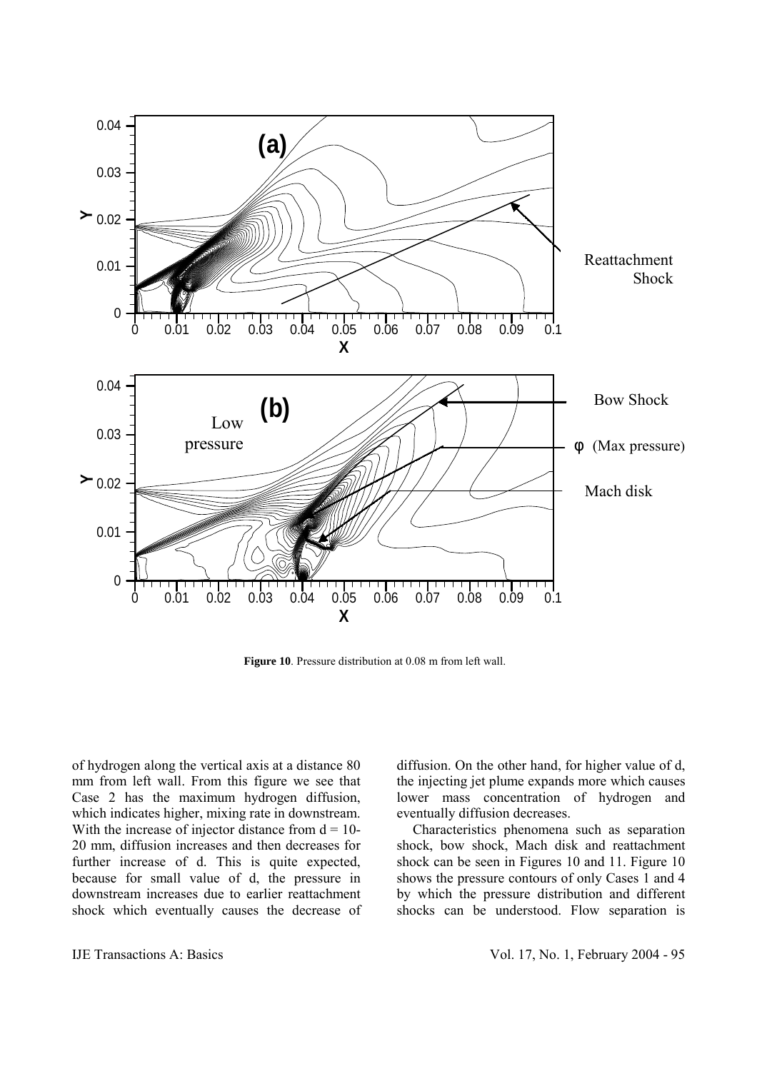**Figure 10**. Pressure distribution at 0.08 m from left wall.

of hydrogen along the vertical axis at a distance 80 mm from left wall. From this figure we see that Case 2 has the maximum hydrogen diffusion, which indicates higher, mixing rate in downstream. With the increase of injector distance from d = 10-20 mm, diffusion increases and then decreases for further increase of d. This is quite expected, because for small value of d, the pressure in downstream increases due to earlier reattachment shock which eventually causes the decrease of diffusion. On the other hand, for higher value of d, the injecting jet plume expands more which causes lower mass concentration of hydrogen and eventually diffusion decreases.

Characteristics phenomena such as separation shock, bow shock, Mach disk and reattachment shock can be seen in Figures 10 and 11. Figure 10 shows the pressure contours of only Cases 1 and 4 by which the pressure distribution and different shocks can be understood. Flow separation is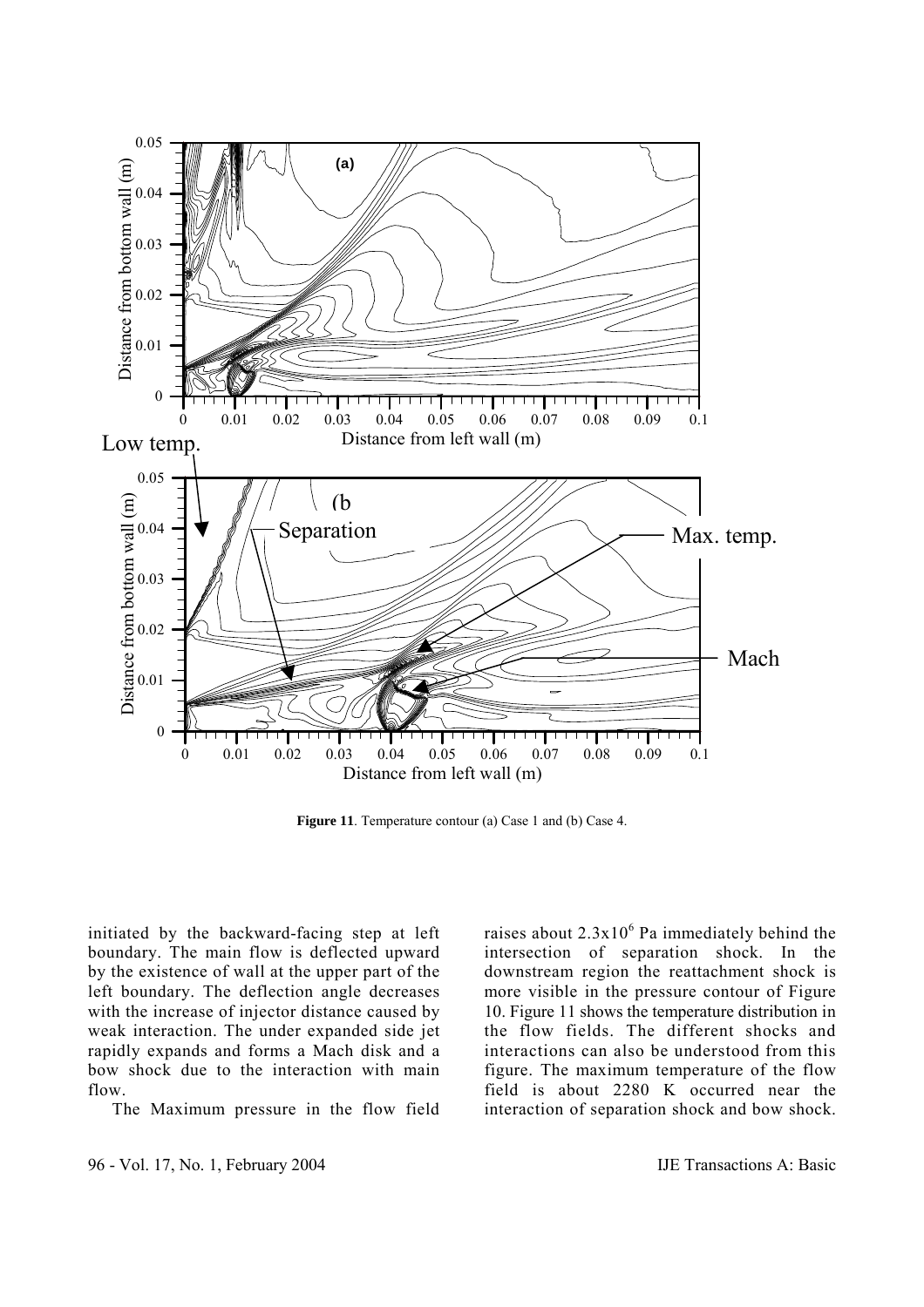**Figure 11**. Temperature contour (a) Case 1 and (b) Case 4.

initiated by the backward-facing step at left boundary. The main flow is deflected upward by the existence of wall at the upper part of the left boundary. The deflection angle decreases with the increase of injector distance caused by weak interaction. The under expanded side jet rapidly expands and forms a Mach disk and a bow shock due to the interaction with main flow.

The Maximum pressure in the flow field raises about $2.3 \times 10^6$ Pa immediately behind the intersection of separation shock. In the downstream region the reattachment shock is more visible in the pressure contour of Figure 10. Figure 11 shows the temperature distribution in the flow fields. The different shocks and interactions can also be understood from this figure. The maximum temperature of the flow field is about 2280 K occurred near the interaction of separation shock and bow shock.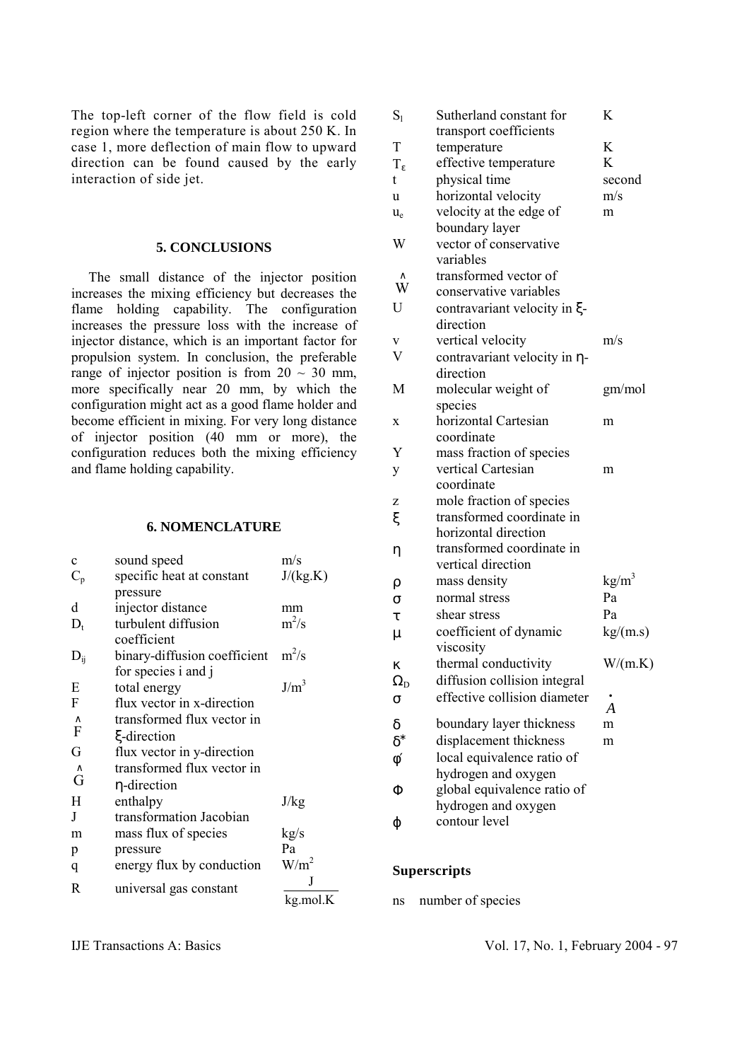The top-left corner of the flow field is cold region where the temperature is about 250 K. In case 1, more deflection of main flow to upward direction can be found caused by the early interaction of side jet.

## 5. CONCLUSIONS

The small distance of the injector position increases the mixing efficiency but decreases the flame holding capability. The configuration increases the pressure loss with the increase of injector distance, which is an important factor for propulsion system. In conclusion, the preferable range of injector position is from 20 ~ 30 mm, more specifically near 20 mm, by which the configuration might act as a good flame holder and become efficient in mixing. For very long distance of injector position (40 mm or more), the configuration reduces both the mixing efficiency and flame holding capability.

## 6. NOMENCLATURE

| Symbol | Description | Unit |
|---|---|---|
| $c$ | sound speed | m/s |
| $C_p$ | specific heat at constant pressure | J/(kg.K) |
| $d$ | injector distance | mm |
| $D_t$ | turbulent diffusion coefficient | $m^2/s$ |
| $D_{ij}$ | binary-diffusion coefficient for species i and j | $m^2/s$ |
| $E$ | total energy | $J/m^3$ |
| $F$ | flux vector in x-direction | |
| $\hat{F}$ | transformed flux vector in ξ-direction | |
| $G$ | flux vector in y-direction | |
| $\hat{G}$ | transformed flux vector in η-direction | |
| $H$ | enthalpy | J/kg |
| $J$ | transformation Jacobian | |
| $m$ | mass flux of species | kg/s |
| $p$ | pressure | Pa |
| $q$ | energy flux by conduction | $W/m^2$ |
| $R$ | universal gas constant | $\frac{J}{kg.mol.K}$ |
| $S_l$ | Sutherland constant for transport coefficients | K |
| $T$ | temperature | K |
| $T_\varepsilon$ | effective temperature | K |
| $t$ | physical time | second |
| $u$ | horizontal velocity | m/s |
| $u_e$ | velocity at the edge of boundary layer | m |
| $W$ | vector of conservative variables | |
| $\hat{W}$ | transformed vector of conservative variables | |
| $U$ | contravariant velocity in ξ-direction | |
| $v$ | vertical velocity | m/s |
| $V$ | contravariant velocity in η-direction | |
| $M$ | molecular weight of species | gm/mol |
| $x$ | horizontal Cartesian coordinate | m |
| $Y$ | mass fraction of species | |
| $y$ | vertical Cartesian coordinate | m |
| $z$ | mole fraction of species | |
| $\xi$ | transformed coordinate in horizontal direction | |
| $\eta$ | transformed coordinate in vertical direction | |
| $\rho$ | mass density | $kg/m^3$ |
| $\sigma$ | normal stress | Pa |
| $\tau$ | shear stress | Pa |
| $\mu$ | coefficient of dynamic viscosity | kg/(m.s) |
| $\kappa$ | thermal conductivity | W/(m.K) |
| $\Omega_D$ | diffusion collision integral | |
| $\sigma$ | effective collision diameter | $\dot{A}$ |
| $\delta$ | boundary layer thickness | m |
| $\delta^*$ | displacement thickness | m |
| $\phi'$ | local equivalence ratio of hydrogen and oxygen | |
| $\Phi$ | global equivalence ratio of hydrogen and oxygen | |
| $\varphi$ | contour level | |

### Superscripts

ns number of species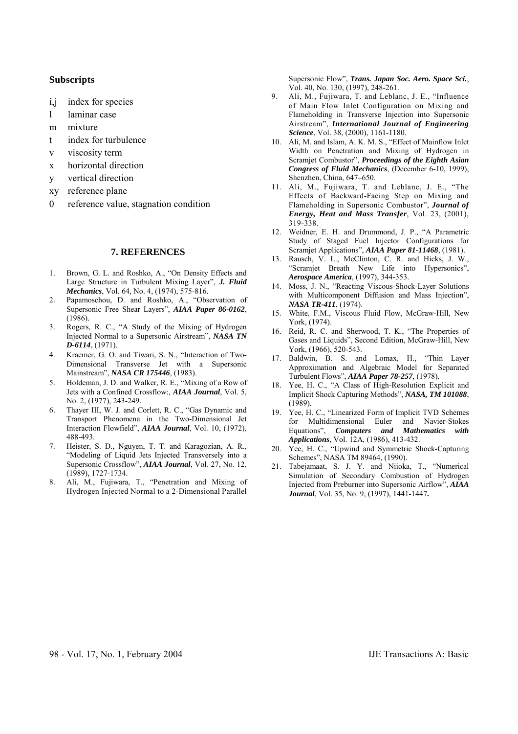## Subscripts

i,j index for species
l laminar case
m mixture
t index for turbulence
v viscosity term
x horizontal direction
y vertical direction
xy reference plane
0 reference value, stagnation condition

## 7. REFERENCES

1. Brown, G. L. and Roshko, A., "On Density Effects and Large Structure in Turbulent Mixing Layer", ***J. Fluid Mechanics***, Vol. 64, No. 4, (1974), 575-816.
2. Papamoschou, D. and Roshko, A., "Observation of Supersonic Free Shear Layers", ***AIAA Paper 86-0162***, (1986).
3. Rogers, R. C., "A Study of the Mixing of Hydrogen Injected Normal to a Supersonic Airstream", ***NASA TN D-6114***, (1971).
4. Kraemer, G. O. and Tiwari, S. N., "Interaction of Two-Dimensional Transverse Jet with a Supersonic Mainstream", ***NASA CR 175446***, (1983).
5. Holdeman, J. D. and Walker, R. E., "Mixing of a Row of Jets with a Confined Crossflow:, ***AIAA Journal***, Vol. 5, No. 2, (1977), 243-249.
6. Thayer III, W. J. and Corlett, R. C., "Gas Dynamic and Transport Phenomena in the Two-Dimensional Jet Interaction Flowfield", ***AIAA Journal***, Vol. 10, (1972), 488-493.
7. Heister, S. D., Nguyen, T. T. and Karagozian, A. R., "Modeling of Liquid Jets Injected Transversely into a Supersonic Crossflow", ***AIAA Journal***, Vol. 27, No. 12, (1989), 1727-1734.
8. Ali, M., Fujiwara, T., "Penetration and Mixing of Hydrogen Injected Normal to a 2-Dimensional Parallel Supersonic Flow", ***Trans. Japan Soc. Aero. Space Sci.***, Vol. 40, No. 130, (1997), 248-261.
9. Ali, M., Fujiwara, T. and Leblanc, J. E., "Influence of Main Flow Inlet Configuration on Mixing and Flameholding in Transverse Injection into Supersonic Airstream", ***International Journal of Engineering Science***, Vol. 38, (2000), 1161-1180.
10. Ali, M. and Islam, A. K. M. S., "Effect of Mainflow Inlet Width on Penetration and Mixing of Hydrogen in Scramjet Combustor", ***Proceedings of the Eighth Asian Congress of Fluid Mechanics***, (December 6-10, 1999), Shenzhen, China, 647–650.
11. Ali, M., Fujiwara, T. and Leblanc, J. E., "The Effects of Backward-Facing Step on Mixing and Flameholding in Supersonic Combustor", ***Journal of Energy, Heat and Mass Transfer***, Vol. 23, (2001), 319-338.
12. Weidner, E. H. and Drummond, J. P., "A Parametric Study of Staged Fuel Injector Configurations for Scramjet Applications", ***AIAA Paper 81-11468***, (1981).
13. Rausch, V. L., McClinton, C. R. and Hicks, J. W., "Scramjet Breath New Life into Hypersonics", ***Aerospace America***, (1997), 344-353.
14. Moss, J. N., "Reacting Viscous-Shock-Layer Solutions with Multicomponent Diffusion and Mass Injection", ***NASA TR-411***, (1974).
15. White, F.M., Viscous Fluid Flow, McGraw-Hill, New York, (1974).
16. Reid, R. C. and Sherwood, T. K., "The Properties of Gases and Liquids", Second Edition, McGraw-Hill, New York, (1966), 520-543.
17. Baldwin, B. S. and Lomax, H., "Thin Layer Approximation and Algebraic Model for Separated Turbulent Flows", ***AIAA Paper 78-257***, (1978).
18. Yee, H. C., "A Class of High-Resolution Explicit and Implicit Shock Capturing Methods", ***NASA, TM 101088***, (1989).
19. Yee, H. C., "Linearized Form of Implicit TVD Schemes for Multidimensional Euler and Navier-Stokes Equations", ***Computers and Mathematics with Applications***, Vol. 12A, (1986), 413-432.
20. Yee, H. C., "Upwind and Symmetric Shock-Capturing Schemes", NASA TM 89464, (1990).
21. Tabejamaat, S. J. Y. and Niioka, T., "Numerical Simulation of Secondary Combustion of Hydrogen Injected from Preburner into Supersonic Airflow", ***AIAA Journal***, Vol. 35, No. 9, (1997), 1441-1447**.**